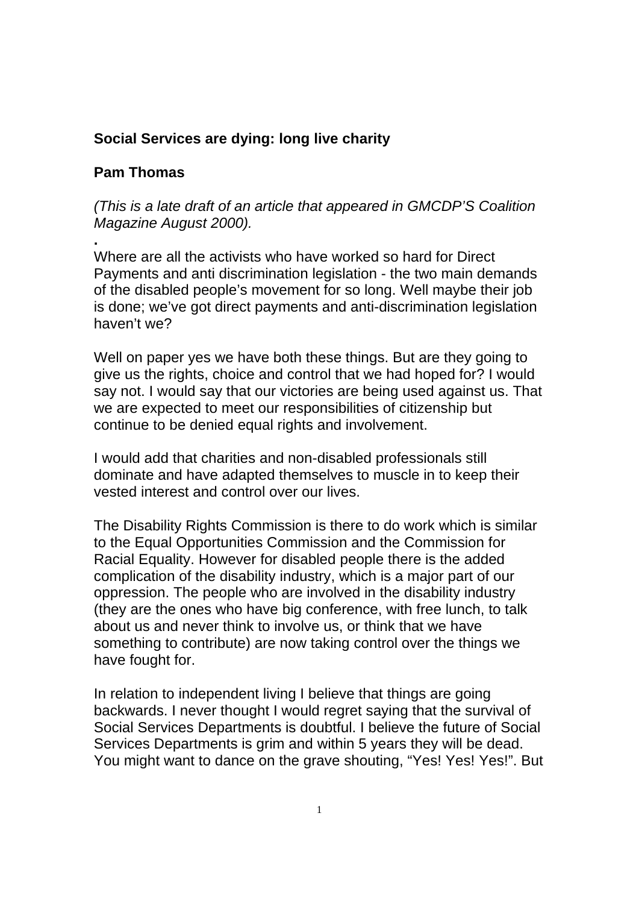**Social Services are dying: long live charity**

**Pam Thomas**

*(This is a late draft of an article that appeared in GMCDP'S Coalition Magazine August 2000).*

.
Where are all the activists who have worked so hard for Direct Payments and anti discrimination legislation - the two main demands of the disabled people's movement for so long. Well maybe their job is done; we've got direct payments and anti-discrimination legislation haven't we?

Well on paper yes we have both these things. But are they going to give us the rights, choice and control that we had hoped for? I would say not. I would say that our victories are being used against us. That we are expected to meet our responsibilities of citizenship but continue to be denied equal rights and involvement.

I would add that charities and non-disabled professionals still dominate and have adapted themselves to muscle in to keep their vested interest and control over our lives.

The Disability Rights Commission is there to do work which is similar to the Equal Opportunities Commission and the Commission for Racial Equality. However for disabled people there is the added complication of the disability industry, which is a major part of our oppression. The people who are involved in the disability industry (they are the ones who have big conference, with free lunch, to talk about us and never think to involve us, or think that we have something to contribute) are now taking control over the things we have fought for.

In relation to independent living I believe that things are going backwards. I never thought I would regret saying that the survival of Social Services Departments is doubtful. I believe the future of Social Services Departments is grim and within 5 years they will be dead. You might want to dance on the grave shouting, "Yes! Yes! Yes!". But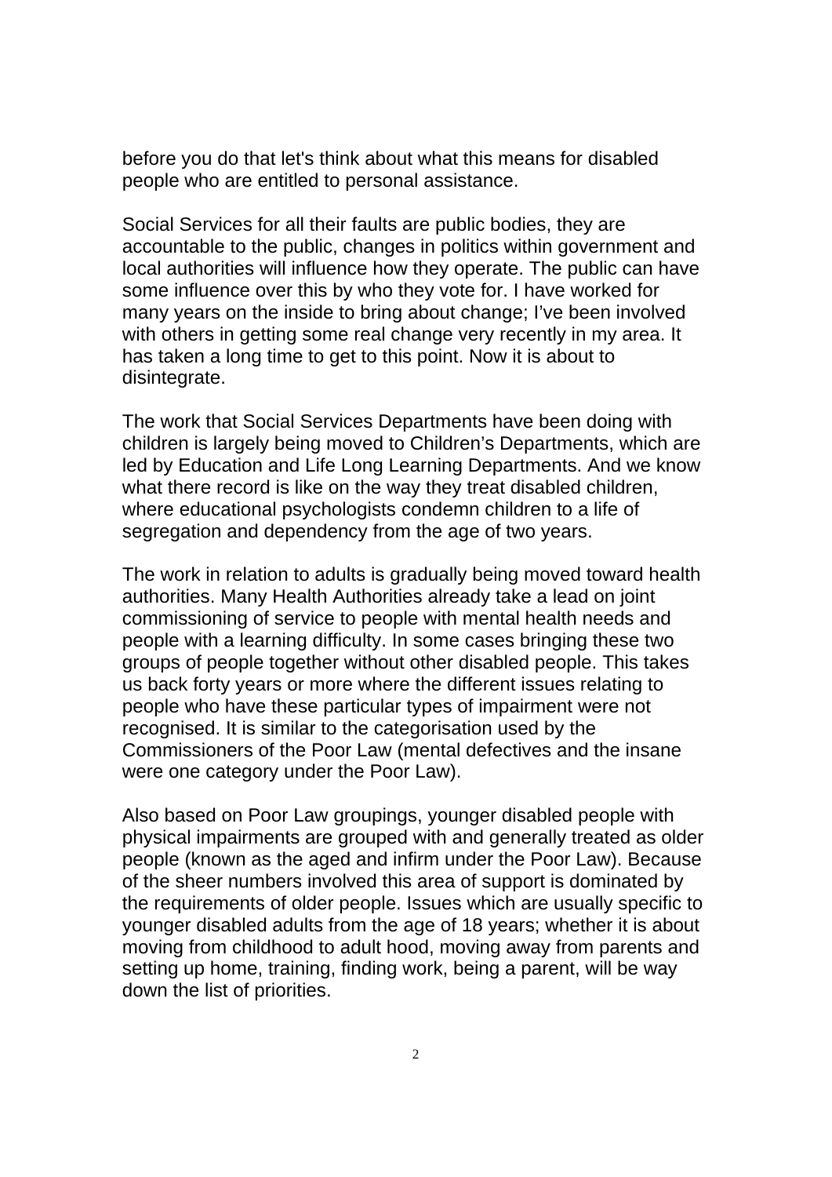before you do that let's think about what this means for disabled people who are entitled to personal assistance.

Social Services for all their faults are public bodies, they are accountable to the public, changes in politics within government and local authorities will influence how they operate. The public can have some influence over this by who they vote for. I have worked for many years on the inside to bring about change; I've been involved with others in getting some real change very recently in my area. It has taken a long time to get to this point. Now it is about to disintegrate.

The work that Social Services Departments have been doing with children is largely being moved to Children's Departments, which are led by Education and Life Long Learning Departments. And we know what there record is like on the way they treat disabled children, where educational psychologists condemn children to a life of segregation and dependency from the age of two years.

The work in relation to adults is gradually being moved toward health authorities. Many Health Authorities already take a lead on joint commissioning of service to people with mental health needs and people with a learning difficulty. In some cases bringing these two groups of people together without other disabled people. This takes us back forty years or more where the different issues relating to people who have these particular types of impairment were not recognised. It is similar to the categorisation used by the Commissioners of the Poor Law (mental defectives and the insane were one category under the Poor Law).

Also based on Poor Law groupings, younger disabled people with physical impairments are grouped with and generally treated as older people (known as the aged and infirm under the Poor Law). Because of the sheer numbers involved this area of support is dominated by the requirements of older people. Issues which are usually specific to younger disabled adults from the age of 18 years; whether it is about moving from childhood to adult hood, moving away from parents and setting up home, training, finding work, being a parent, will be way down the list of priorities.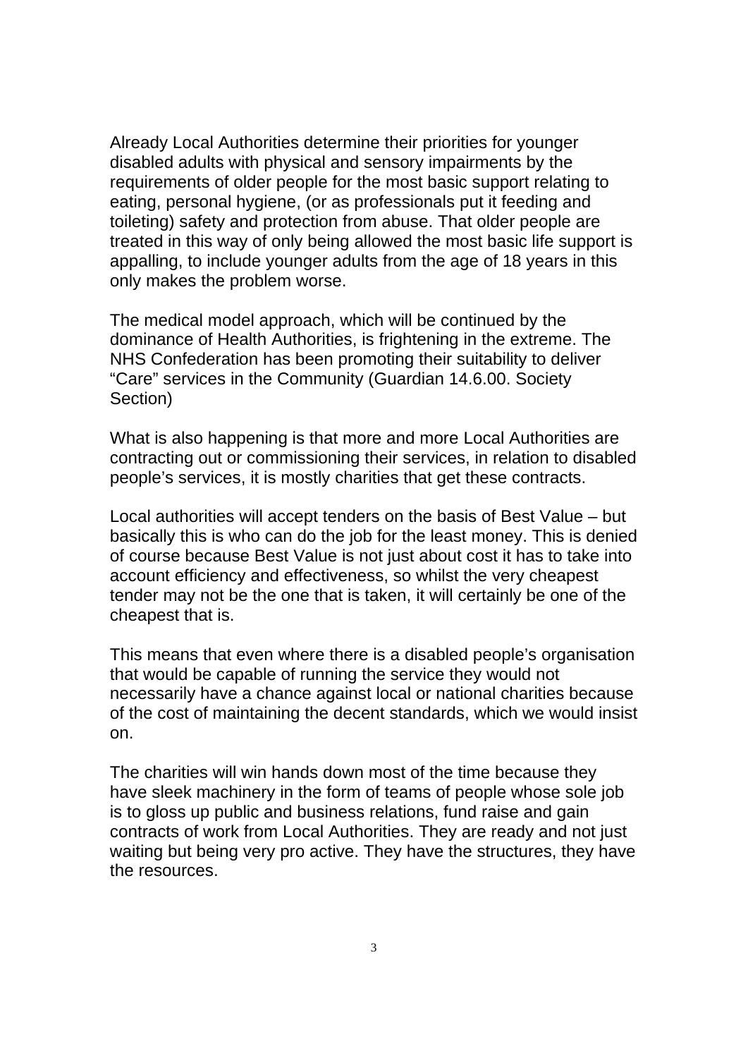Already Local Authorities determine their priorities for younger disabled adults with physical and sensory impairments by the requirements of older people for the most basic support relating to eating, personal hygiene, (or as professionals put it feeding and toileting) safety and protection from abuse. That older people are treated in this way of only being allowed the most basic life support is appalling, to include younger adults from the age of 18 years in this only makes the problem worse.

The medical model approach, which will be continued by the dominance of Health Authorities, is frightening in the extreme. The NHS Confederation has been promoting their suitability to deliver "Care" services in the Community (Guardian 14.6.00. Society Section)

What is also happening is that more and more Local Authorities are contracting out or commissioning their services, in relation to disabled people's services, it is mostly charities that get these contracts.

Local authorities will accept tenders on the basis of Best Value – but basically this is who can do the job for the least money. This is denied of course because Best Value is not just about cost it has to take into account efficiency and effectiveness, so whilst the very cheapest tender may not be the one that is taken, it will certainly be one of the cheapest that is.

This means that even where there is a disabled people's organisation that would be capable of running the service they would not necessarily have a chance against local or national charities because of the cost of maintaining the decent standards, which we would insist on.

The charities will win hands down most of the time because they have sleek machinery in the form of teams of people whose sole job is to gloss up public and business relations, fund raise and gain contracts of work from Local Authorities. They are ready and not just waiting but being very pro active. They have the structures, they have the resources.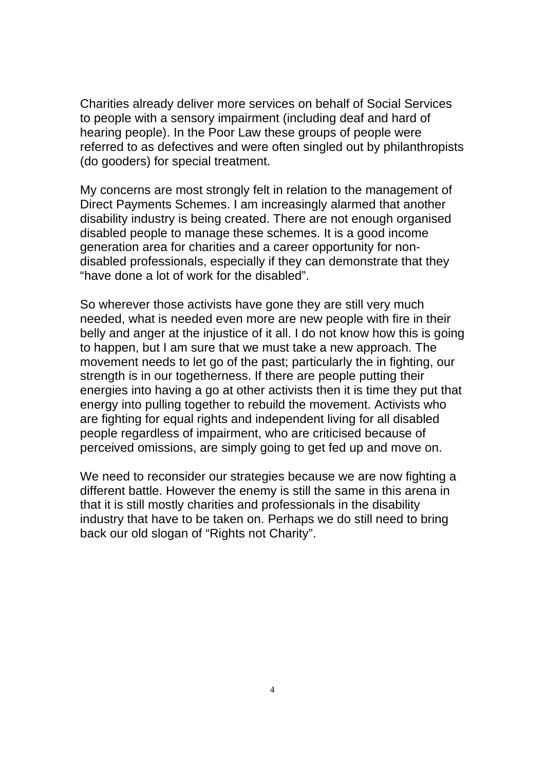Charities already deliver more services on behalf of Social Services to people with a sensory impairment (including deaf and hard of hearing people). In the Poor Law these groups of people were referred to as defectives and were often singled out by philanthropists (do gooders) for special treatment.

My concerns are most strongly felt in relation to the management of Direct Payments Schemes. I am increasingly alarmed that another disability industry is being created. There are not enough organised disabled people to manage these schemes. It is a good income generation area for charities and a career opportunity for non-disabled professionals, especially if they can demonstrate that they "have done a lot of work for the disabled".

So wherever those activists have gone they are still very much needed, what is needed even more are new people with fire in their belly and anger at the injustice of it all. I do not know how this is going to happen, but I am sure that we must take a new approach. The movement needs to let go of the past; particularly the in fighting, our strength is in our togetherness. If there are people putting their energies into having a go at other activists then it is time they put that energy into pulling together to rebuild the movement. Activists who are fighting for equal rights and independent living for all disabled people regardless of impairment, who are criticised because of perceived omissions, are simply going to get fed up and move on.

We need to reconsider our strategies because we are now fighting a different battle. However the enemy is still the same in this arena in that it is still mostly charities and professionals in the disability industry that have to be taken on. Perhaps we do still need to bring back our old slogan of "Rights not Charity".